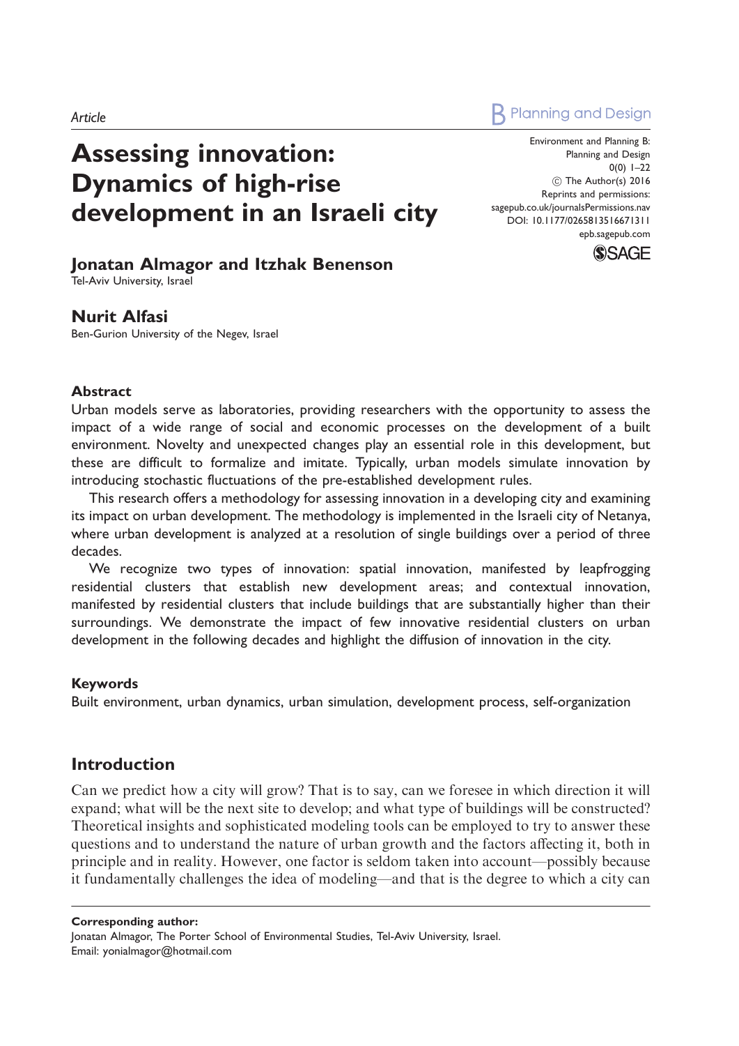Article

# Assessing innovation: Dynamics of high-rise development in an Israeli city

Environment and Planning B: Planning and Design
0(0) 1–22
© The Author(s) 2016
Reprints and permissions: sagepub.co.uk/journalsPermissions.nav
DOI: 10.1177/0265813516671311
epb.sagepub.com

**Jonatan Almagor and Itzhak Benenson**
Tel-Aviv University, Israel

**Nurit Alfasi**
Ben-Gurion University of the Negev, Israel

### Abstract

Urban models serve as laboratories, providing researchers with the opportunity to assess the impact of a wide range of social and economic processes on the development of a built environment. Novelty and unexpected changes play an essential role in this development, but these are difficult to formalize and imitate. Typically, urban models simulate innovation by introducing stochastic fluctuations of the pre-established development rules.

This research offers a methodology for assessing innovation in a developing city and examining its impact on urban development. The methodology is implemented in the Israeli city of Netanya, where urban development is analyzed at a resolution of single buildings over a period of three decades.

We recognize two types of innovation: spatial innovation, manifested by leapfrogging residential clusters that establish new development areas; and contextual innovation, manifested by residential clusters that include buildings that are substantially higher than their surroundings. We demonstrate the impact of few innovative residential clusters on urban development in the following decades and highlight the diffusion of innovation in the city.

### Keywords

Built environment, urban dynamics, urban simulation, development process, self-organization

## Introduction

Can we predict how a city will grow? That is to say, can we foresee in which direction it will expand; what will be the next site to develop; and what type of buildings will be constructed? Theoretical insights and sophisticated modeling tools can be employed to try to answer these questions and to understand the nature of urban growth and the factors affecting it, both in principle and in reality. However, one factor is seldom taken into account—possibly because it fundamentally challenges the idea of modeling—and that is the degree to which a city can

**Corresponding author:**
Jonatan Almagor, The Porter School of Environmental Studies, Tel-Aviv University, Israel.
Email: yonialmagor@hotmail.com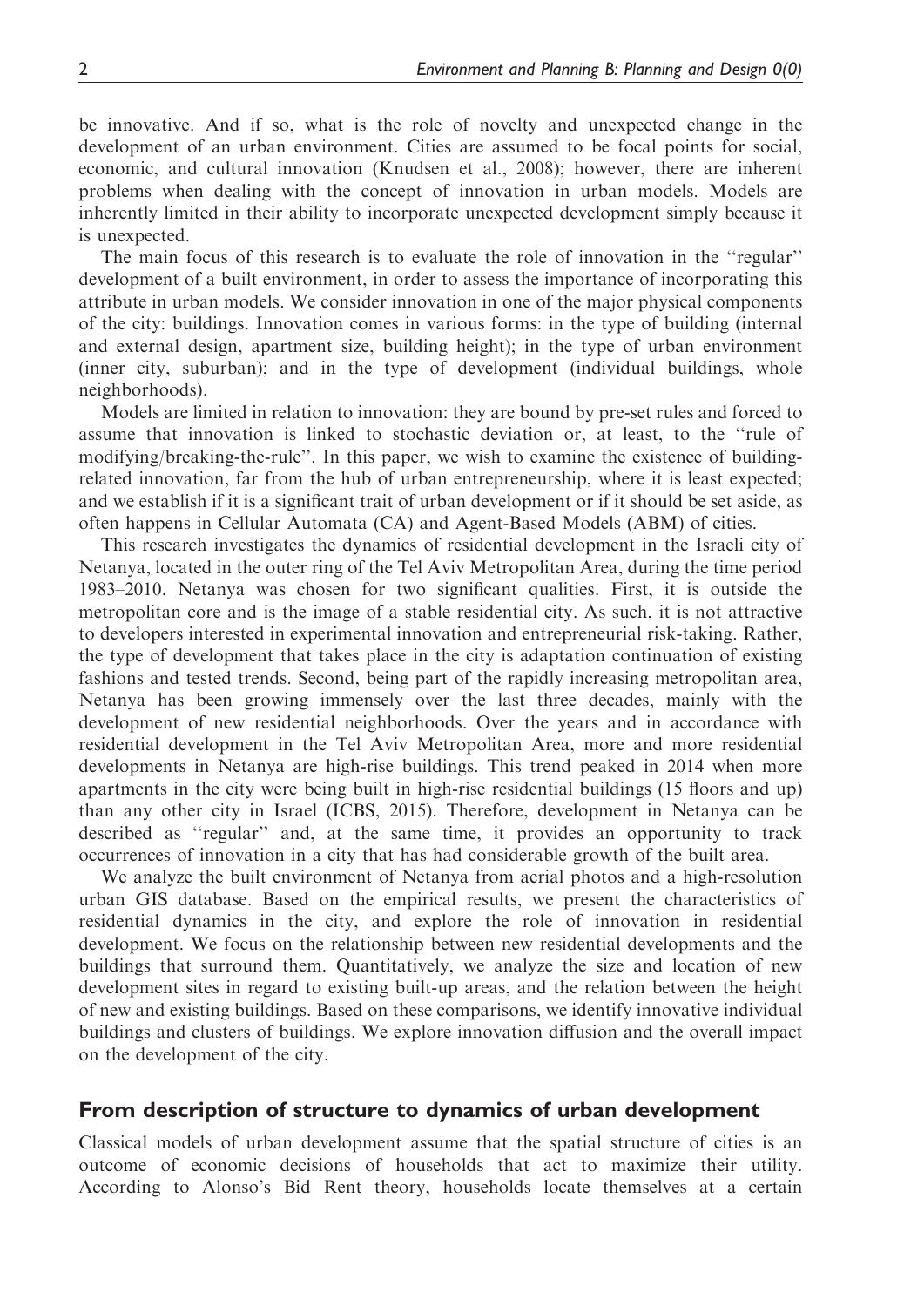be innovative. And if so, what is the role of novelty and unexpected change in the development of an urban environment. Cities are assumed to be focal points for social, economic, and cultural innovation (Knudsen et al., 2008); however, there are inherent problems when dealing with the concept of innovation in urban models. Models are inherently limited in their ability to incorporate unexpected development simply because it is unexpected.

The main focus of this research is to evaluate the role of innovation in the ''regular'' development of a built environment, in order to assess the importance of incorporating this attribute in urban models. We consider innovation in one of the major physical components of the city: buildings. Innovation comes in various forms: in the type of building (internal and external design, apartment size, building height); in the type of urban environment (inner city, suburban); and in the type of development (individual buildings, whole neighborhoods).

Models are limited in relation to innovation: they are bound by pre-set rules and forced to assume that innovation is linked to stochastic deviation or, at least, to the ''rule of modifying/breaking-the-rule''. In this paper, we wish to examine the existence of building-related innovation, far from the hub of urban entrepreneurship, where it is least expected; and we establish if it is a significant trait of urban development or if it should be set aside, as often happens in Cellular Automata (CA) and Agent-Based Models (ABM) of cities.

This research investigates the dynamics of residential development in the Israeli city of Netanya, located in the outer ring of the Tel Aviv Metropolitan Area, during the time period 1983–2010. Netanya was chosen for two significant qualities. First, it is outside the metropolitan core and is the image of a stable residential city. As such, it is not attractive to developers interested in experimental innovation and entrepreneurial risk-taking. Rather, the type of development that takes place in the city is adaptation continuation of existing fashions and tested trends. Second, being part of the rapidly increasing metropolitan area, Netanya has been growing immensely over the last three decades, mainly with the development of new residential neighborhoods. Over the years and in accordance with residential development in the Tel Aviv Metropolitan Area, more and more residential developments in Netanya are high-rise buildings. This trend peaked in 2014 when more apartments in the city were being built in high-rise residential buildings (15 floors and up) than any other city in Israel (ICBS, 2015). Therefore, development in Netanya can be described as ''regular'' and, at the same time, it provides an opportunity to track occurrences of innovation in a city that has had considerable growth of the built area.

We analyze the built environment of Netanya from aerial photos and a high-resolution urban GIS database. Based on the empirical results, we present the characteristics of residential dynamics in the city, and explore the role of innovation in residential development. We focus on the relationship between new residential developments and the buildings that surround them. Quantitatively, we analyze the size and location of new development sites in regard to existing built-up areas, and the relation between the height of new and existing buildings. Based on these comparisons, we identify innovative individual buildings and clusters of buildings. We explore innovation diffusion and the overall impact on the development of the city.

## From description of structure to dynamics of urban development

Classical models of urban development assume that the spatial structure of cities is an outcome of economic decisions of households that act to maximize their utility. According to Alonso's Bid Rent theory, households locate themselves at a certain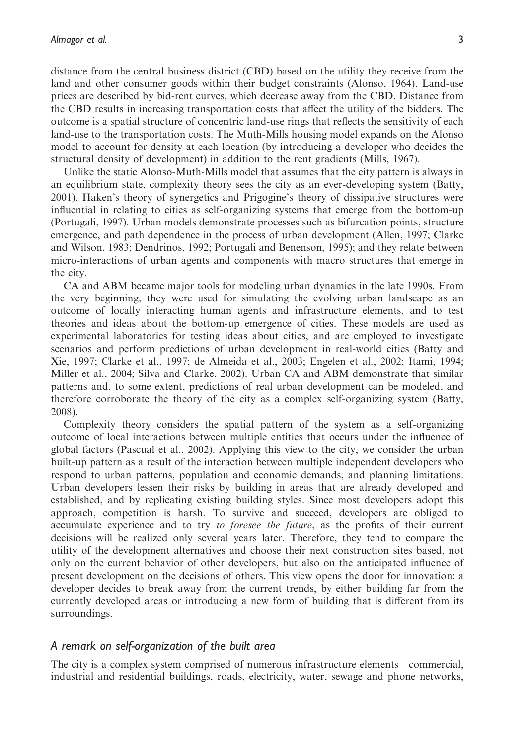distance from the central business district (CBD) based on the utility they receive from the land and other consumer goods within their budget constraints (Alonso, 1964). Land-use prices are described by bid-rent curves, which decrease away from the CBD. Distance from the CBD results in increasing transportation costs that affect the utility of the bidders. The outcome is a spatial structure of concentric land-use rings that reflects the sensitivity of each land-use to the transportation costs. The Muth-Mills housing model expands on the Alonso model to account for density at each location (by introducing a developer who decides the structural density of development) in addition to the rent gradients (Mills, 1967).

Unlike the static Alonso-Muth-Mills model that assumes that the city pattern is always in an equilibrium state, complexity theory sees the city as an ever-developing system (Batty, 2001). Haken's theory of synergetics and Prigogine's theory of dissipative structures were influential in relating to cities as self-organizing systems that emerge from the bottom-up (Portugali, 1997). Urban models demonstrate processes such as bifurcation points, structure emergence, and path dependence in the process of urban development (Allen, 1997; Clarke and Wilson, 1983; Dendrinos, 1992; Portugali and Benenson, 1995); and they relate between micro-interactions of urban agents and components with macro structures that emerge in the city.

CA and ABM became major tools for modeling urban dynamics in the late 1990s. From the very beginning, they were used for simulating the evolving urban landscape as an outcome of locally interacting human agents and infrastructure elements, and to test theories and ideas about the bottom-up emergence of cities. These models are used as experimental laboratories for testing ideas about cities, and are employed to investigate scenarios and perform predictions of urban development in real-world cities (Batty and Xie, 1997; Clarke et al., 1997; de Almeida et al., 2003; Engelen et al., 2002; Itami, 1994; Miller et al., 2004; Silva and Clarke, 2002). Urban CA and ABM demonstrate that similar patterns and, to some extent, predictions of real urban development can be modeled, and therefore corroborate the theory of the city as a complex self-organizing system (Batty, 2008).

Complexity theory considers the spatial pattern of the system as a self-organizing outcome of local interactions between multiple entities that occurs under the influence of global factors (Pascual et al., 2002). Applying this view to the city, we consider the urban built-up pattern as a result of the interaction between multiple independent developers who respond to urban patterns, population and economic demands, and planning limitations. Urban developers lessen their risks by building in areas that are already developed and established, and by replicating existing building styles. Since most developers adopt this approach, competition is harsh. To survive and succeed, developers are obliged to accumulate experience and to try *to foresee the future*, as the profits of their current decisions will be realized only several years later. Therefore, they tend to compare the utility of the development alternatives and choose their next construction sites based, not only on the current behavior of other developers, but also on the anticipated influence of present development on the decisions of others. This view opens the door for innovation: a developer decides to break away from the current trends, by either building far from the currently developed areas or introducing a new form of building that is different from its surroundings.

### *A remark on self-organization of the built area*

The city is a complex system comprised of numerous infrastructure elements—commercial, industrial and residential buildings, roads, electricity, water, sewage and phone networks,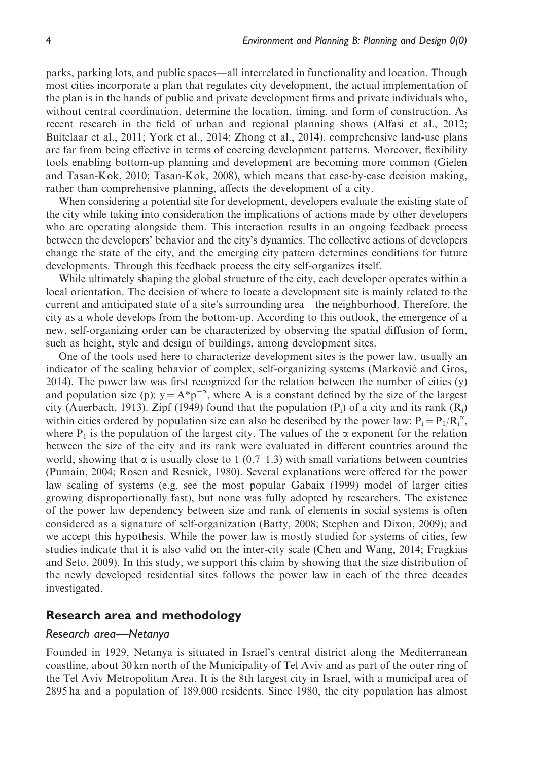parks, parking lots, and public spaces—all interrelated in functionality and location. Though most cities incorporate a plan that regulates city development, the actual implementation of the plan is in the hands of public and private development firms and private individuals who, without central coordination, determine the location, timing, and form of construction. As recent research in the field of urban and regional planning shows (Alfasi et al., 2012; Buitelaar et al., 2011; York et al., 2014; Zhong et al., 2014), comprehensive land-use plans are far from being effective in terms of coercing development patterns. Moreover, flexibility tools enabling bottom-up planning and development are becoming more common (Gielen and Tasan-Kok, 2010; Tasan-Kok, 2008), which means that case-by-case decision making, rather than comprehensive planning, affects the development of a city.

When considering a potential site for development, developers evaluate the existing state of the city while taking into consideration the implications of actions made by other developers who are operating alongside them. This interaction results in an ongoing feedback process between the developers' behavior and the city's dynamics. The collective actions of developers change the state of the city, and the emerging city pattern determines conditions for future developments. Through this feedback process the city self-organizes itself.

While ultimately shaping the global structure of the city, each developer operates within a local orientation. The decision of where to locate a development site is mainly related to the current and anticipated state of a site's surrounding area—the neighborhood. Therefore, the city as a whole develops from the bottom-up. According to this outlook, the emergence of a new, self-organizing order can be characterized by observing the spatial diffusion of form, such as height, style and design of buildings, among development sites.

One of the tools used here to characterize development sites is the power law, usually an indicator of the scaling behavior of complex, self-organizing systems (Marković and Gros, 2014). The power law was first recognized for the relation between the number of cities (y) and population size (p): $y = A{*}p^{-\alpha}$, where A is a constant defined by the size of the largest city (Auerbach, 1913). Zipf (1949) found that the population ($P_i$) of a city and its rank ($R_i$) within cities ordered by population size can also be described by the power law: $P_i = P_1/R_i^{\alpha}$, where $P_1$ is the population of the largest city. The values of the $\alpha$ exponent for the relation between the size of the city and its rank were evaluated in different countries around the world, showing that $\alpha$ is usually close to 1 (0.7–1.3) with small variations between countries (Pumain, 2004; Rosen and Resnick, 1980). Several explanations were offered for the power law scaling of systems (e.g. see the most popular Gabaix (1999) model of larger cities growing disproportionally fast), but none was fully adopted by researchers. The existence of the power law dependency between size and rank of elements in social systems is often considered as a signature of self-organization (Batty, 2008; Stephen and Dixon, 2009); and we accept this hypothesis. While the power law is mostly studied for systems of cities, few studies indicate that it is also valid on the inter-city scale (Chen and Wang, 2014; Fragkias and Seto, 2009). In this study, we support this claim by showing that the size distribution of the newly developed residential sites follows the power law in each of the three decades investigated.

## Research area and methodology

### *Research area—Netanya*

Founded in 1929, Netanya is situated in Israel's central district along the Mediterranean coastline, about 30 km north of the Municipality of Tel Aviv and as part of the outer ring of the Tel Aviv Metropolitan Area. It is the 8th largest city in Israel, with a municipal area of 2895 ha and a population of 189,000 residents. Since 1980, the city population has almost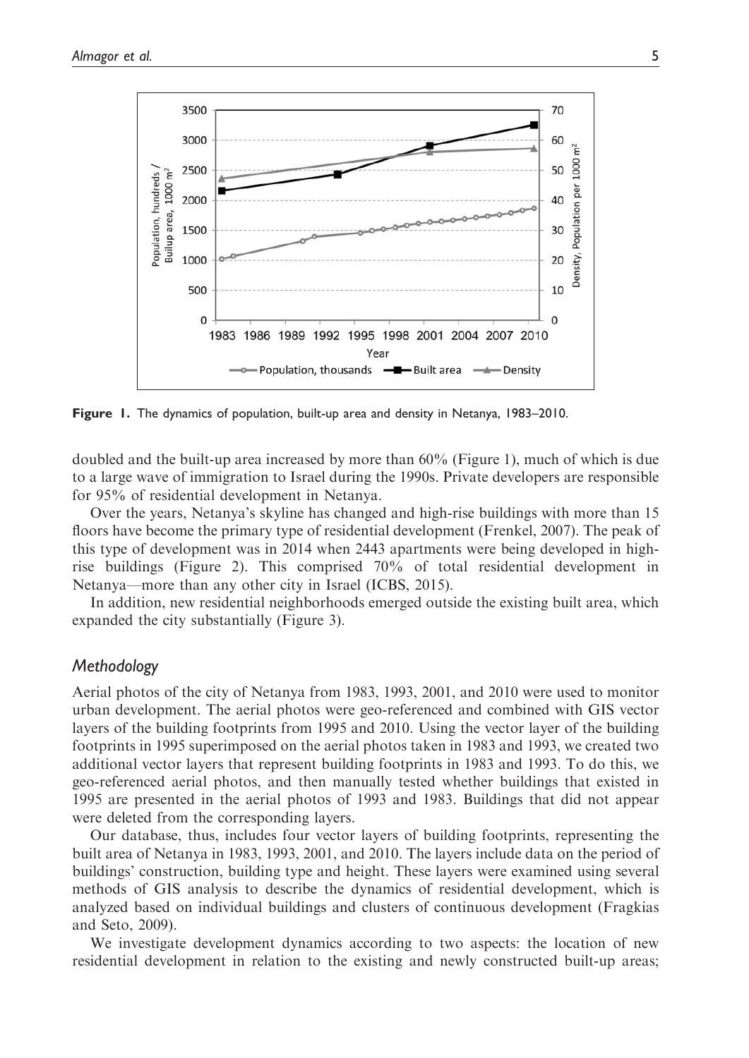Figure 1. The dynamics of population, built-up area and density in Netanya, 1983–2010.

doubled and the built-up area increased by more than 60% (Figure 1), much of which is due to a large wave of immigration to Israel during the 1990s. Private developers are responsible for 95% of residential development in Netanya.

Over the years, Netanya's skyline has changed and high-rise buildings with more than 15 floors have become the primary type of residential development (Frenkel, 2007). The peak of this type of development was in 2014 when 2443 apartments were being developed in high-rise buildings (Figure 2). This comprised 70% of total residential development in Netanya—more than any other city in Israel (ICBS, 2015).

In addition, new residential neighborhoods emerged outside the existing built area, which expanded the city substantially (Figure 3).

## *Methodology*

Aerial photos of the city of Netanya from 1983, 1993, 2001, and 2010 were used to monitor urban development. The aerial photos were geo-referenced and combined with GIS vector layers of the building footprints from 1995 and 2010. Using the vector layer of the building footprints in 1995 superimposed on the aerial photos taken in 1983 and 1993, we created two additional vector layers that represent building footprints in 1983 and 1993. To do this, we geo-referenced aerial photos, and then manually tested whether buildings that existed in 1995 are presented in the aerial photos of 1993 and 1983. Buildings that did not appear were deleted from the corresponding layers.

Our database, thus, includes four vector layers of building footprints, representing the built area of Netanya in 1983, 1993, 2001, and 2010. The layers include data on the period of buildings' construction, building type and height. These layers were examined using several methods of GIS analysis to describe the dynamics of residential development, which is analyzed based on individual buildings and clusters of continuous development (Fragkias and Seto, 2009).

We investigate development dynamics according to two aspects: the location of new residential development in relation to the existing and newly constructed built-up areas;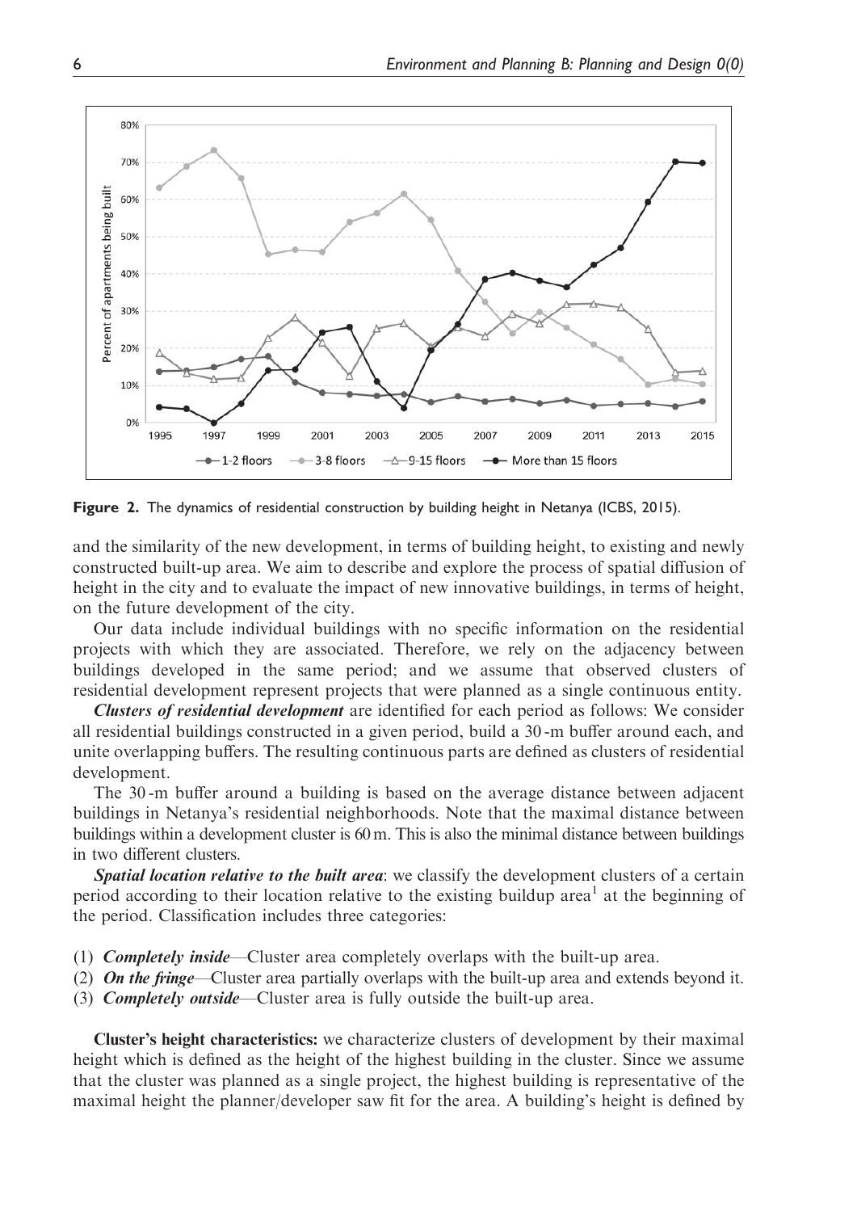Figure 2. The dynamics of residential construction by building height in Netanya (ICBS, 2015).

and the similarity of the new development, in terms of building height, to existing and newly constructed built-up area. We aim to describe and explore the process of spatial diffusion of height in the city and to evaluate the impact of new innovative buildings, in terms of height, on the future development of the city.

Our data include individual buildings with no specific information on the residential projects with which they are associated. Therefore, we rely on the adjacency between buildings developed in the same period; and we assume that observed clusters of residential development represent projects that were planned as a single continuous entity.

***Clusters of residential development*** are identified for each period as follows: We consider all residential buildings constructed in a given period, build a 30-m buffer around each, and unite overlapping buffers. The resulting continuous parts are defined as clusters of residential development.

The 30-m buffer around a building is based on the average distance between adjacent buildings in Netanya's residential neighborhoods. Note that the maximal distance between buildings within a development cluster is 60 m. This is also the minimal distance between buildings in two different clusters.

***Spatial location relative to the built area***: we classify the development clusters of a certain period according to their location relative to the existing buildup area[1] at the beginning of the period. Classification includes three categories:

(1) ***Completely inside***—Cluster area completely overlaps with the built-up area.
(2) ***On the fringe***—Cluster area partially overlaps with the built-up area and extends beyond it.
(3) ***Completely outside***—Cluster area is fully outside the built-up area.

**Cluster's height characteristics:** we characterize clusters of development by their maximal height which is defined as the height of the highest building in the cluster. Since we assume that the cluster was planned as a single project, the highest building is representative of the maximal height the planner/developer saw fit for the area. A building's height is defined by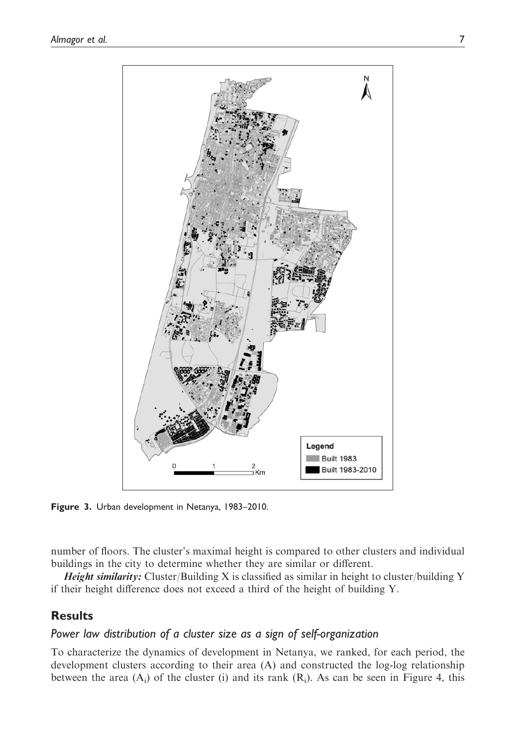Figure 3. Urban development in Netanya, 1983–2010.

number of floors. The cluster's maximal height is compared to other clusters and individual buildings in the city to determine whether they are similar or different.

***Height similarity:*** Cluster/Building X is classified as similar in height to cluster/building Y if their height difference does not exceed a third of the height of building Y.

## Results

### *Power law distribution of a cluster size as a sign of self-organization*

To characterize the dynamics of development in Netanya, we ranked, for each period, the development clusters according to their area (A) and constructed the log-log relationship between the area ($A_i$) of the cluster (i) and its rank ($R_i$). As can be seen in Figure 4, this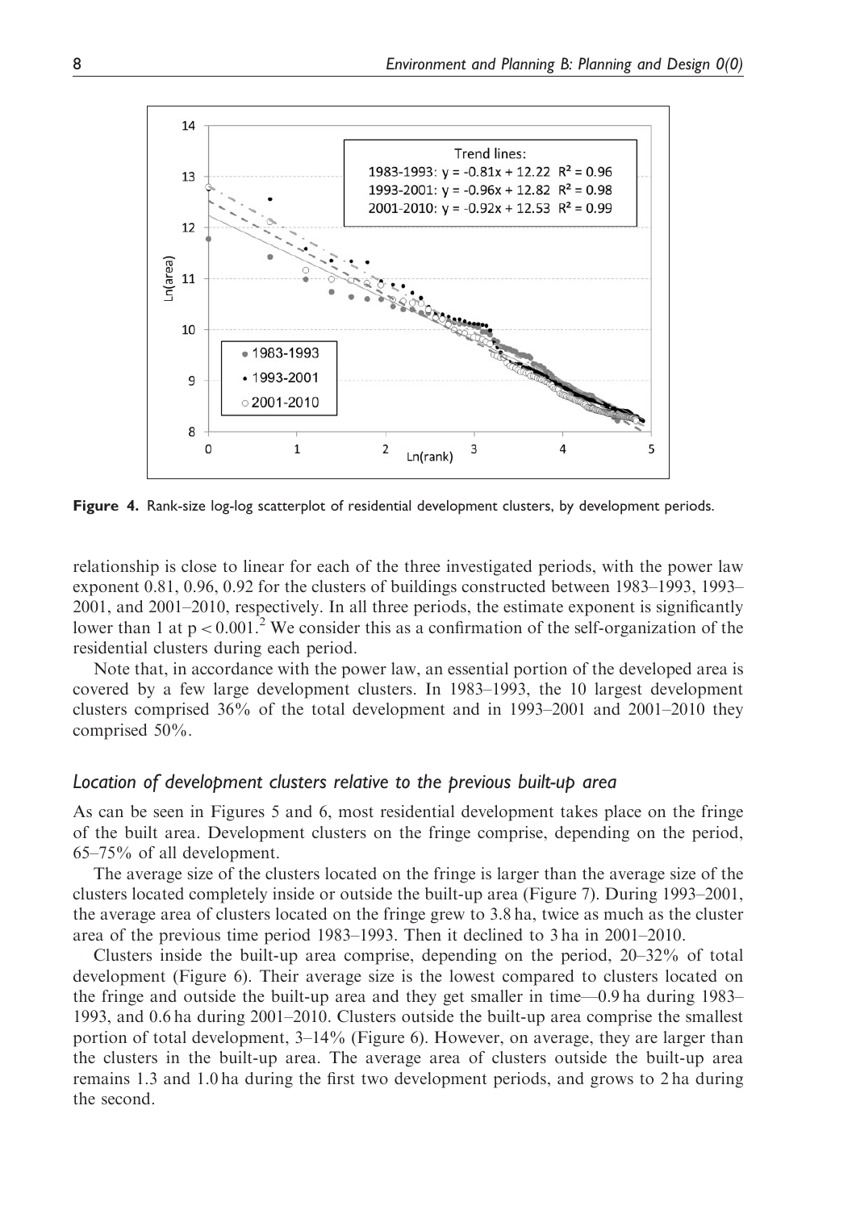Figure 4. Rank-size log-log scatterplot of residential development clusters, by development periods.

relationship is close to linear for each of the three investigated periods, with the power law exponent 0.81, 0.96, 0.92 for the clusters of buildings constructed between 1983–1993, 1993–2001, and 2001–2010, respectively. In all three periods, the estimate exponent is significantly lower than 1 at $p < 0.001$.[2] We consider this as a confirmation of the self-organization of the residential clusters during each period.

Note that, in accordance with the power law, an essential portion of the developed area is covered by a few large development clusters. In 1983–1993, the 10 largest development clusters comprised 36% of the total development and in 1993–2001 and 2001–2010 they comprised 50%.

### *Location of development clusters relative to the previous built-up area*

As can be seen in Figures 5 and 6, most residential development takes place on the fringe of the built area. Development clusters on the fringe comprise, depending on the period, 65–75% of all development.

The average size of the clusters located on the fringe is larger than the average size of the clusters located completely inside or outside the built-up area (Figure 7). During 1993–2001, the average area of clusters located on the fringe grew to 3.8 ha, twice as much as the cluster area of the previous time period 1983–1993. Then it declined to 3 ha in 2001–2010.

Clusters inside the built-up area comprise, depending on the period, 20–32% of total development (Figure 6). Their average size is the lowest compared to clusters located on the fringe and outside the built-up area and they get smaller in time—0.9 ha during 1983–1993, and 0.6 ha during 2001–2010. Clusters outside the built-up area comprise the smallest portion of total development, 3–14% (Figure 6). However, on average, they are larger than the clusters in the built-up area. The average area of clusters outside the built-up area remains 1.3 and 1.0 ha during the first two development periods, and grows to 2 ha during the second.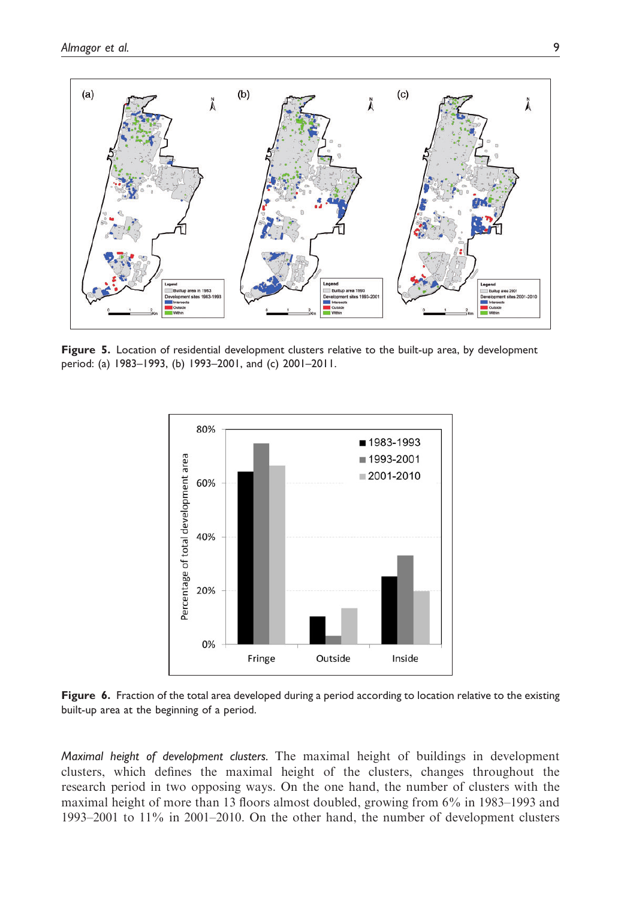**Figure 5.** Location of residential development clusters relative to the built-up area, by development period: (a) 1983–1993, (b) 1993–2001, and (c) 2001–2011.

**Figure 6.** Fraction of the total area developed during a period according to location relative to the existing built-up area at the beginning of a period.

*Maximal height of development clusters.* The maximal height of buildings in development clusters, which defines the maximal height of the clusters, changes throughout the research period in two opposing ways. On the one hand, the number of clusters with the maximal height of more than 13 floors almost doubled, growing from 6% in 1983–1993 and 1993–2001 to 11% in 2001–2010. On the other hand, the number of development clusters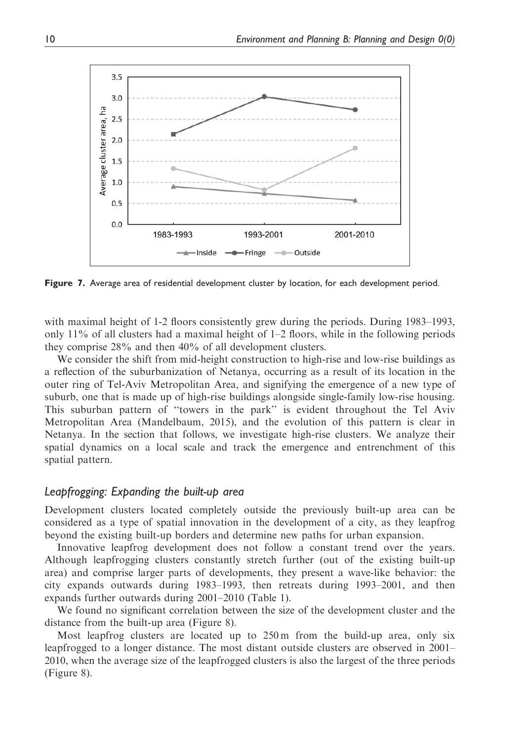Figure 7. Average area of residential development cluster by location, for each development period.

with maximal height of 1-2 floors consistently grew during the periods. During 1983–1993, only 11% of all clusters had a maximal height of 1–2 floors, while in the following periods they comprise 28% and then 40% of all development clusters.

We consider the shift from mid-height construction to high-rise and low-rise buildings as a reflection of the suburbanization of Netanya, occurring as a result of its location in the outer ring of Tel-Aviv Metropolitan Area, and signifying the emergence of a new type of suburb, one that is made up of high-rise buildings alongside single-family low-rise housing. This suburban pattern of "towers in the park" is evident throughout the Tel Aviv Metropolitan Area (Mandelbaum, 2015), and the evolution of this pattern is clear in Netanya. In the section that follows, we investigate high-rise clusters. We analyze their spatial dynamics on a local scale and track the emergence and entrenchment of this spatial pattern.

### *Leapfrogging: Expanding the built-up area*

Development clusters located completely outside the previously built-up area can be considered as a type of spatial innovation in the development of a city, as they leapfrog beyond the existing built-up borders and determine new paths for urban expansion.

Innovative leapfrog development does not follow a constant trend over the years. Although leapfrogging clusters constantly stretch further (out of the existing built-up area) and comprise larger parts of developments, they present a wave-like behavior: the city expands outwards during 1983–1993, then retreats during 1993–2001, and then expands further outwards during 2001–2010 (Table 1).

We found no significant correlation between the size of the development cluster and the distance from the built-up area (Figure 8).

Most leapfrog clusters are located up to 250 m from the build-up area, only six leapfrogged to a longer distance. The most distant outside clusters are observed in 2001–2010, when the average size of the leapfrogged clusters is also the largest of the three periods (Figure 8).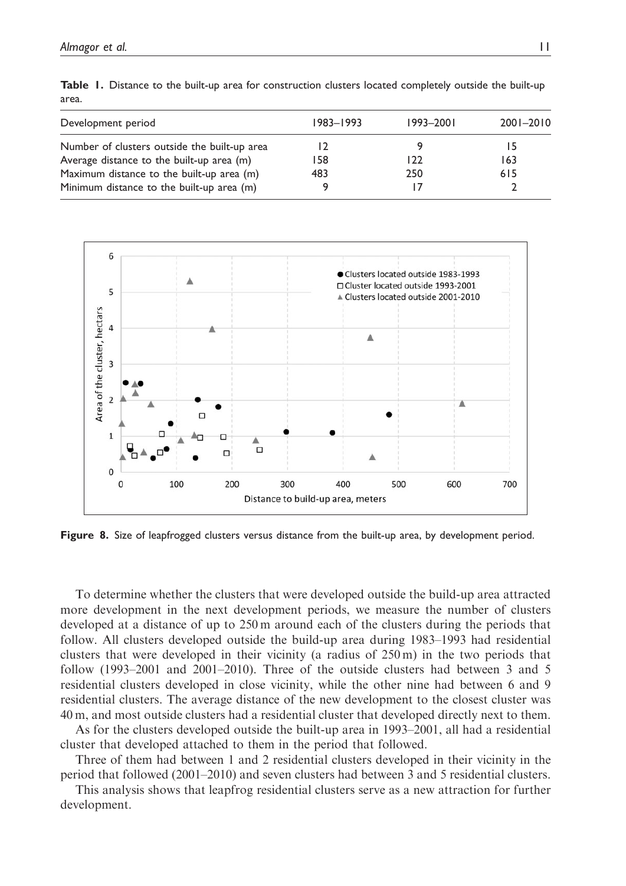**Table 1.** Distance to the built-up area for construction clusters located completely outside the built-up area.

| Development period | 1983–1993 | 1993–2001 | 2001–2010 |
|---|---|---|---|
| Number of clusters outside the built-up area | 12 | 9 | 15 |
| Average distance to the built-up area (m) | 158 | 122 | 163 |
| Maximum distance to the built-up area (m) | 483 | 250 | 615 |
| Minimum distance to the built-up area (m) | 9 | 17 | 2 |

**Figure 8.** Size of leapfrogged clusters versus distance from the built-up area, by development period.

To determine whether the clusters that were developed outside the build-up area attracted more development in the next development periods, we measure the number of clusters developed at a distance of up to 250 m around each of the clusters during the periods that follow. All clusters developed outside the build-up area during 1983–1993 had residential clusters that were developed in their vicinity (a radius of 250 m) in the two periods that follow (1993–2001 and 2001–2010). Three of the outside clusters had between 3 and 5 residential clusters developed in close vicinity, while the other nine had between 6 and 9 residential clusters. The average distance of the new development to the closest cluster was 40 m, and most outside clusters had a residential cluster that developed directly next to them.

As for the clusters developed outside the built-up area in 1993–2001, all had a residential cluster that developed attached to them in the period that followed.

Three of them had between 1 and 2 residential clusters developed in their vicinity in the period that followed (2001–2010) and seven clusters had between 3 and 5 residential clusters.

This analysis shows that leapfrog residential clusters serve as a new attraction for further development.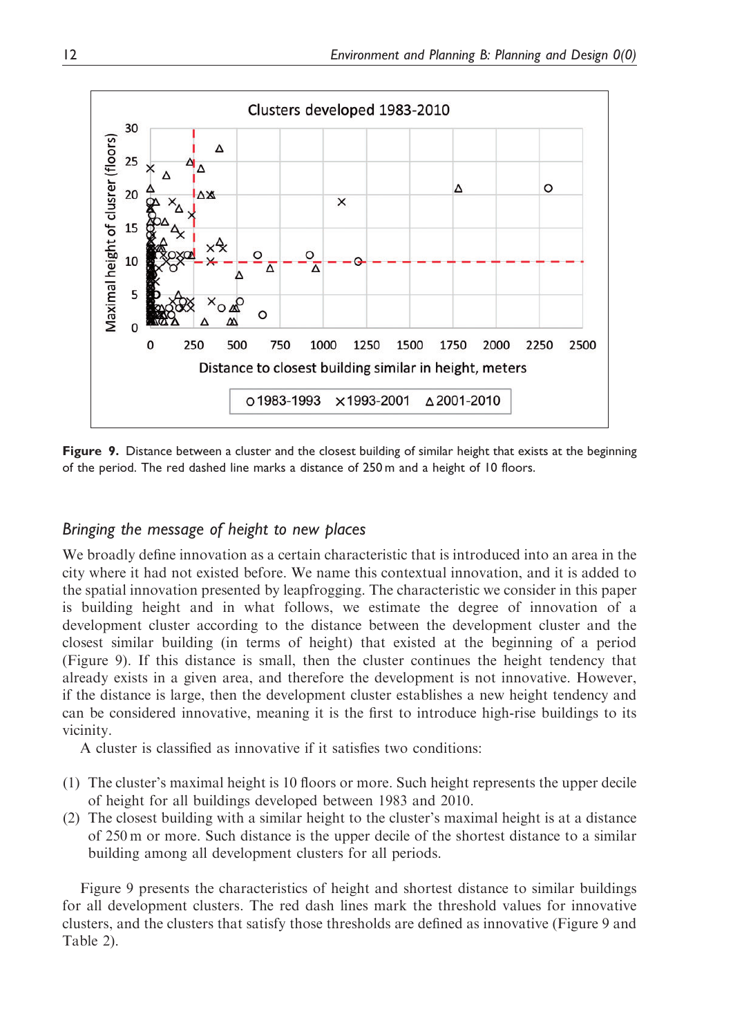Figure 9. Distance between a cluster and the closest building of similar height that exists at the beginning of the period. The red dashed line marks a distance of 250 m and a height of 10 floors.

## *Bringing the message of height to new places*

We broadly define innovation as a certain characteristic that is introduced into an area in the city where it had not existed before. We name this contextual innovation, and it is added to the spatial innovation presented by leapfrogging. The characteristic we consider in this paper is building height and in what follows, we estimate the degree of innovation of a development cluster according to the distance between the development cluster and the closest similar building (in terms of height) that existed at the beginning of a period (Figure 9). If this distance is small, then the cluster continues the height tendency that already exists in a given area, and therefore the development is not innovative. However, if the distance is large, then the development cluster establishes a new height tendency and can be considered innovative, meaning it is the first to introduce high-rise buildings to its vicinity.

A cluster is classified as innovative if it satisfies two conditions:

(1) The cluster's maximal height is 10 floors or more. Such height represents the upper decile of height for all buildings developed between 1983 and 2010.
(2) The closest building with a similar height to the cluster's maximal height is at a distance of 250 m or more. Such distance is the upper decile of the shortest distance to a similar building among all development clusters for all periods.

Figure 9 presents the characteristics of height and shortest distance to similar buildings for all development clusters. The red dash lines mark the threshold values for innovative clusters, and the clusters that satisfy those thresholds are defined as innovative (Figure 9 and Table 2).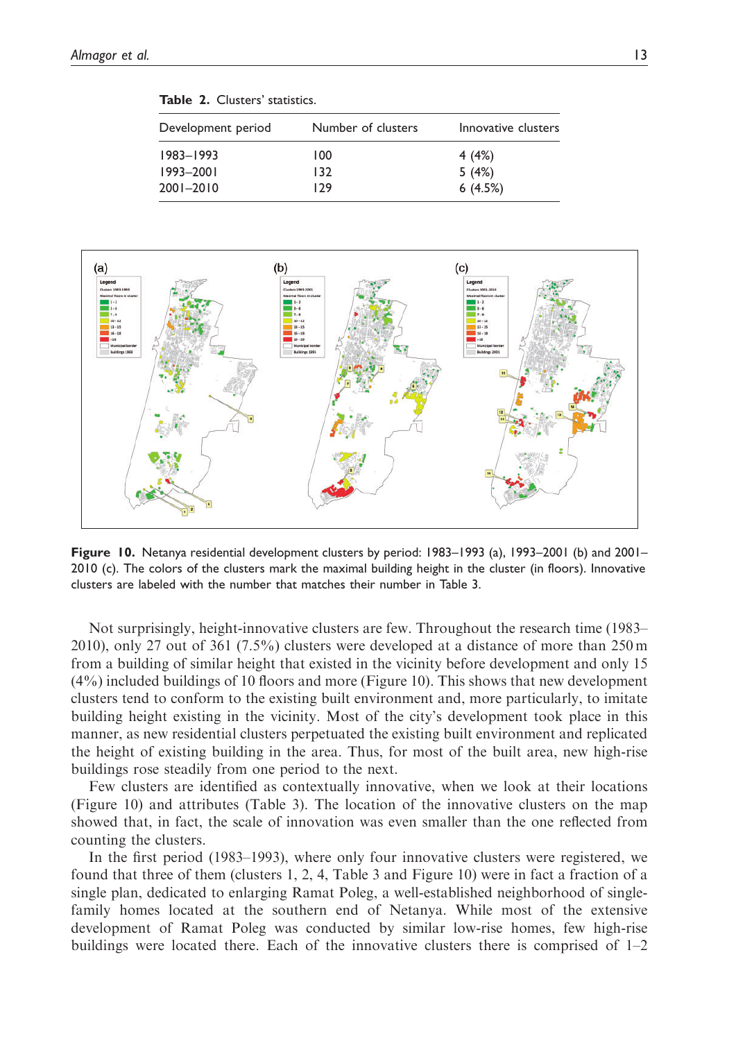**Table 2.** Clusters' statistics.

| Development period | Number of clusters | Innovative clusters |
|---|---|---|
| 1983–1993 | 100 | 4 (4%) |
| 1993–2001 | 132 | 5 (4%) |
| 2001–2010 | 129 | 6 (4.5%) |

**Figure 10.** Netanya residential development clusters by period: 1983–1993 (a), 1993–2001 (b) and 2001–2010 (c). The colors of the clusters mark the maximal building height in the cluster (in floors). Innovative clusters are labeled with the number that matches their number in Table 3.

Not surprisingly, height-innovative clusters are few. Throughout the research time (1983–2010), only 27 out of 361 (7.5%) clusters were developed at a distance of more than 250 m from a building of similar height that existed in the vicinity before development and only 15 (4%) included buildings of 10 floors and more (Figure 10). This shows that new development clusters tend to conform to the existing built environment and, more particularly, to imitate building height existing in the vicinity. Most of the city's development took place in this manner, as new residential clusters perpetuated the existing built environment and replicated the height of existing building in the area. Thus, for most of the built area, new high-rise buildings rose steadily from one period to the next.

Few clusters are identified as contextually innovative, when we look at their locations (Figure 10) and attributes (Table 3). The location of the innovative clusters on the map showed that, in fact, the scale of innovation was even smaller than the one reflected from counting the clusters.

In the first period (1983–1993), where only four innovative clusters were registered, we found that three of them (clusters 1, 2, 4, Table 3 and Figure 10) were in fact a fraction of a single plan, dedicated to enlarging Ramat Poleg, a well-established neighborhood of single-family homes located at the southern end of Netanya. While most of the extensive development of Ramat Poleg was conducted by similar low-rise homes, few high-rise buildings were located there. Each of the innovative clusters there is comprised of 1–2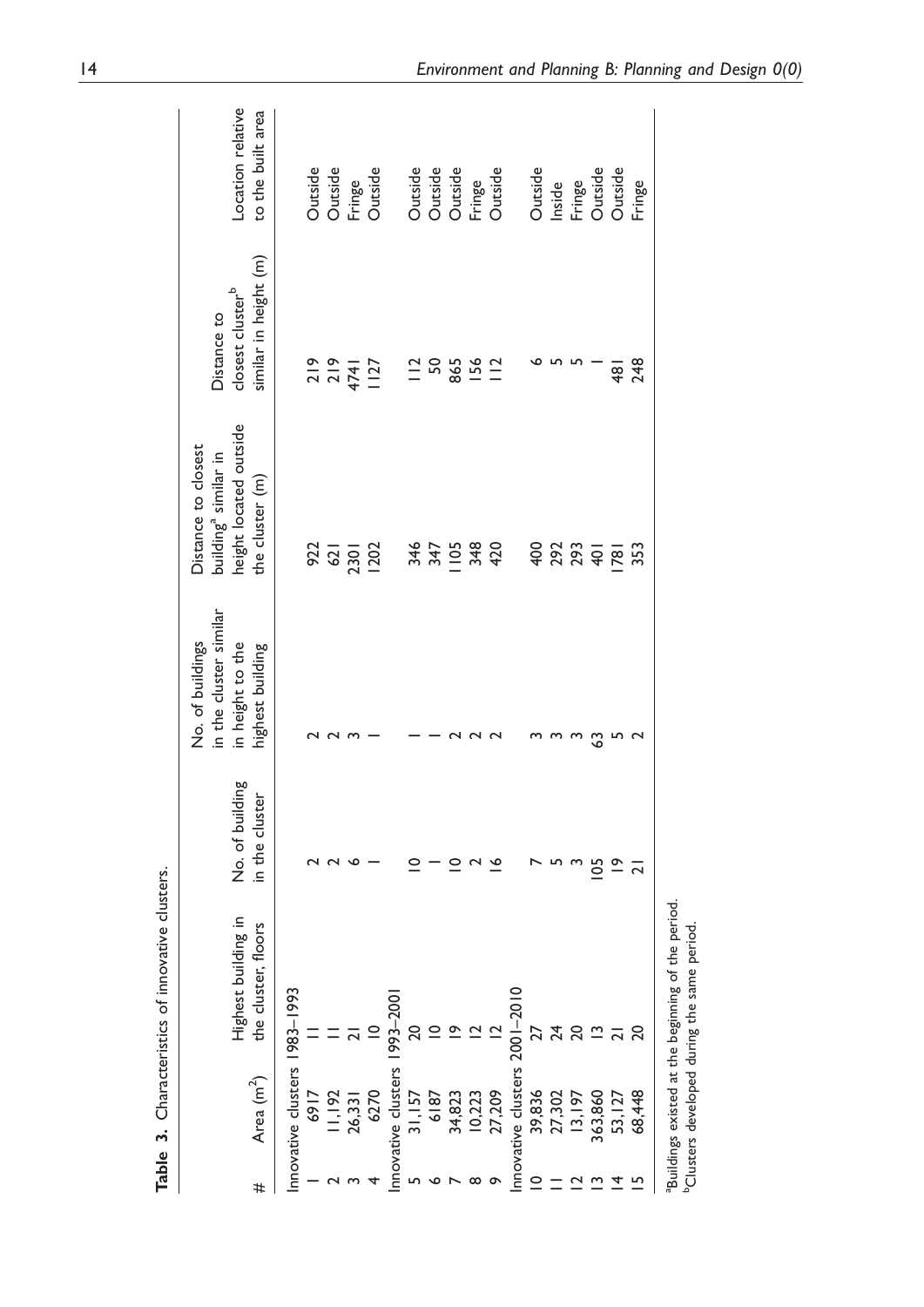**Table 3.** Characteristics of innovative clusters.

| # | Area (m$^2$) | Highest building in the cluster, floors | No. of building in the cluster | No. of buildings in the cluster similar in height to the highest building | Distance to closest building[a] similar in height located outside the cluster (m) | Distance to closest cluster[b] similar in height (m) | Location relative to the built area |
|---|---|---|---|---|---|---|---|
| Innovative clusters 1983–1993 | | | | | | | |
| 1 | 6917 | 11 | 2 | 2 | 922 | 219 | Outside |
| 2 | 11,192 | 11 | 2 | 2 | 621 | 219 | Outside |
| 3 | 26,331 | 21 | 6 | 3 | 2301 | 4741 | Fringe |
| 4 | 6270 | 10 | 1 | 1 | 1202 | 1127 | Outside |
| Innovative clusters 1993–2001 | | | | | | | |
| 5 | 31,157 | 20 | 10 | 1 | 346 | 112 | Outside |
| 6 | 6187 | 10 | 1 | 1 | 347 | 50 | Outside |
| 7 | 34,823 | 19 | 10 | 2 | 1105 | 865 | Outside |
| 8 | 10,223 | 12 | 2 | 2 | 348 | 156 | Fringe |
| 9 | 27,209 | 12 | 16 | 2 | 420 | 112 | Outside |
| Innovative clusters 2001–2010 | | | | | | | |
| 10 | 39,836 | 27 | 7 | 3 | 400 | 6 | Outside |
| 11 | 27,302 | 24 | 5 | 3 | 292 | 5 | Inside |
| 12 | 13,197 | 20 | 3 | 3 | 293 | 5 | Fringe |
| 13 | 363,860 | 13 | 105 | 63 | 401 | 1 | Outside |
| 14 | 53,127 | 21 | 19 | 5 | 1781 | 481 | Outside |
| 15 | 68,448 | 20 | 21 | 2 | 353 | 248 | Fringe |

[a]Buildings existed at the beginning of the period.
[b]Clusters developed during the same period.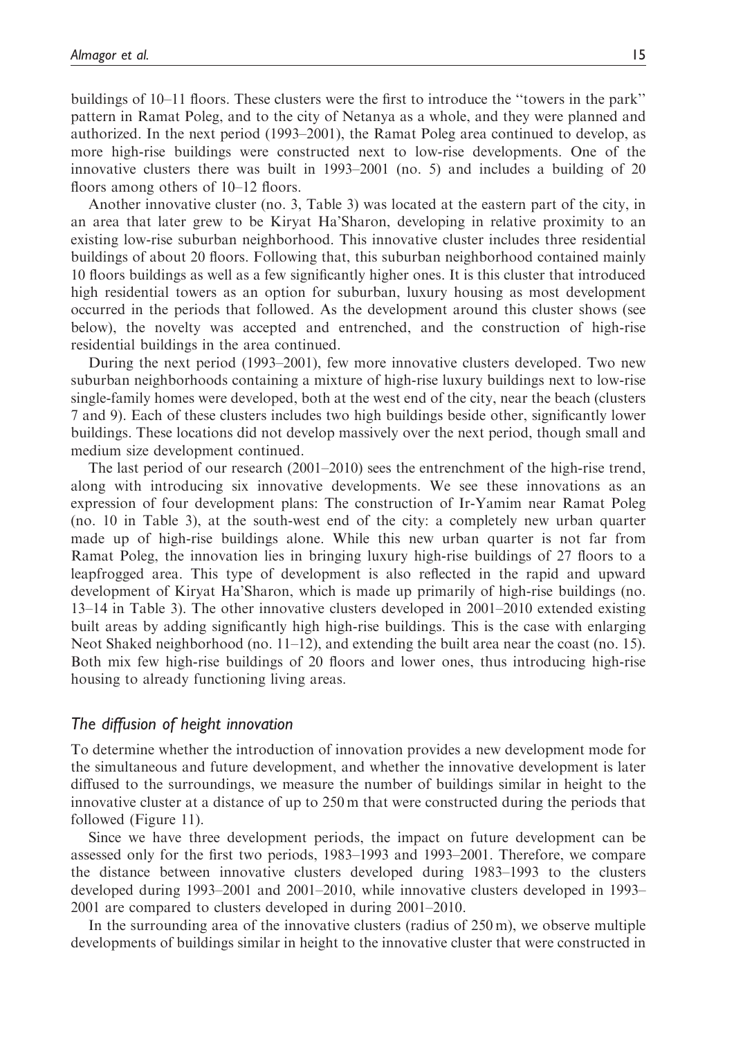buildings of 10–11 floors. These clusters were the first to introduce the ''towers in the park'' pattern in Ramat Poleg, and to the city of Netanya as a whole, and they were planned and authorized. In the next period (1993–2001), the Ramat Poleg area continued to develop, as more high-rise buildings were constructed next to low-rise developments. One of the innovative clusters there was built in 1993–2001 (no. 5) and includes a building of 20 floors among others of 10–12 floors.

Another innovative cluster (no. 3, Table 3) was located at the eastern part of the city, in an area that later grew to be Kiryat Ha'Sharon, developing in relative proximity to an existing low-rise suburban neighborhood. This innovative cluster includes three residential buildings of about 20 floors. Following that, this suburban neighborhood contained mainly 10 floors buildings as well as a few significantly higher ones. It is this cluster that introduced high residential towers as an option for suburban, luxury housing as most development occurred in the periods that followed. As the development around this cluster shows (see below), the novelty was accepted and entrenched, and the construction of high-rise residential buildings in the area continued.

During the next period (1993–2001), few more innovative clusters developed. Two new suburban neighborhoods containing a mixture of high-rise luxury buildings next to low-rise single-family homes were developed, both at the west end of the city, near the beach (clusters 7 and 9). Each of these clusters includes two high buildings beside other, significantly lower buildings. These locations did not develop massively over the next period, though small and medium size development continued.

The last period of our research (2001–2010) sees the entrenchment of the high-rise trend, along with introducing six innovative developments. We see these innovations as an expression of four development plans: The construction of Ir-Yamim near Ramat Poleg (no. 10 in Table 3), at the south-west end of the city: a completely new urban quarter made up of high-rise buildings alone. While this new urban quarter is not far from Ramat Poleg, the innovation lies in bringing luxury high-rise buildings of 27 floors to a leapfrogged area. This type of development is also reflected in the rapid and upward development of Kiryat Ha'Sharon, which is made up primarily of high-rise buildings (no. 13–14 in Table 3). The other innovative clusters developed in 2001–2010 extended existing built areas by adding significantly high high-rise buildings. This is the case with enlarging Neot Shaked neighborhood (no. 11–12), and extending the built area near the coast (no. 15). Both mix few high-rise buildings of 20 floors and lower ones, thus introducing high-rise housing to already functioning living areas.

### *The diffusion of height innovation*

To determine whether the introduction of innovation provides a new development mode for the simultaneous and future development, and whether the innovative development is later diffused to the surroundings, we measure the number of buildings similar in height to the innovative cluster at a distance of up to 250 m that were constructed during the periods that followed (Figure 11).

Since we have three development periods, the impact on future development can be assessed only for the first two periods, 1983–1993 and 1993–2001. Therefore, we compare the distance between innovative clusters developed during 1983–1993 to the clusters developed during 1993–2001 and 2001–2010, while innovative clusters developed in 1993–2001 are compared to clusters developed in during 2001–2010.

In the surrounding area of the innovative clusters (radius of 250 m), we observe multiple developments of buildings similar in height to the innovative cluster that were constructed in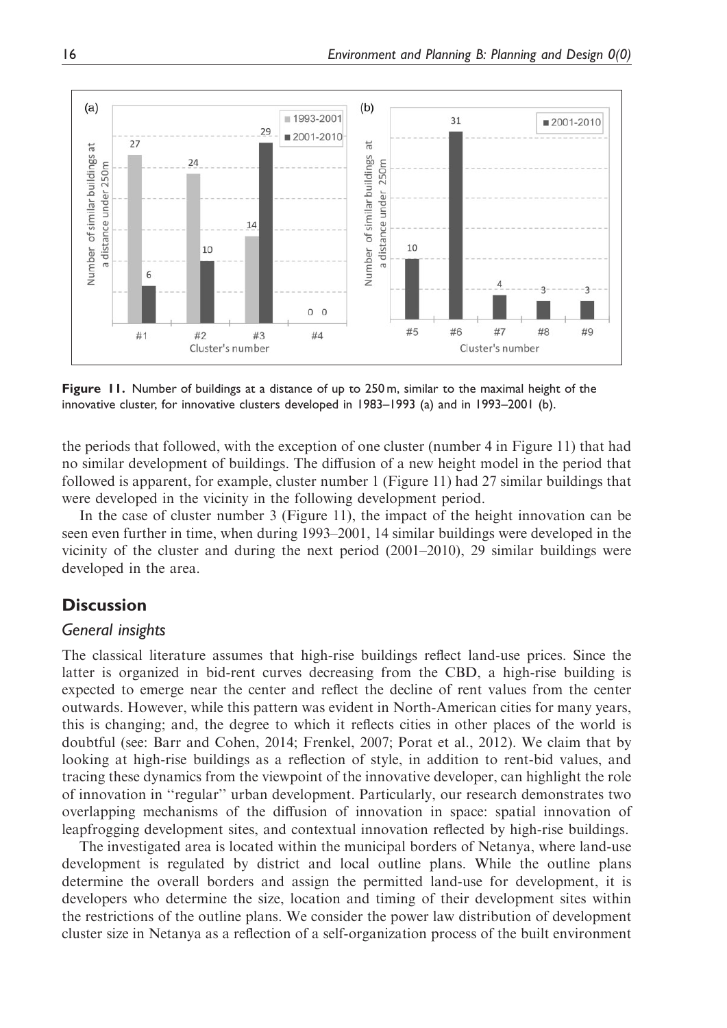**Figure 11.** Number of buildings at a distance of up to 250 m, similar to the maximal height of the innovative cluster, for innovative clusters developed in 1983–1993 (a) and in 1993–2001 (b).

the periods that followed, with the exception of one cluster (number 4 in Figure 11) that had no similar development of buildings. The diffusion of a new height model in the period that followed is apparent, for example, cluster number 1 (Figure 11) had 27 similar buildings that were developed in the vicinity in the following development period.

In the case of cluster number 3 (Figure 11), the impact of the height innovation can be seen even further in time, when during 1993–2001, 14 similar buildings were developed in the vicinity of the cluster and during the next period (2001–2010), 29 similar buildings were developed in the area.

## Discussion

### *General insights*

The classical literature assumes that high-rise buildings reflect land-use prices. Since the latter is organized in bid-rent curves decreasing from the CBD, a high-rise building is expected to emerge near the center and reflect the decline of rent values from the center outwards. However, while this pattern was evident in North-American cities for many years, this is changing; and, the degree to which it reflects cities in other places of the world is doubtful (see: Barr and Cohen, 2014; Frenkel, 2007; Porat et al., 2012). We claim that by looking at high-rise buildings as a reflection of style, in addition to rent-bid values, and tracing these dynamics from the viewpoint of the innovative developer, can highlight the role of innovation in ''regular'' urban development. Particularly, our research demonstrates two overlapping mechanisms of the diffusion of innovation in space: spatial innovation of leapfrogging development sites, and contextual innovation reflected by high-rise buildings.

The investigated area is located within the municipal borders of Netanya, where land-use development is regulated by district and local outline plans. While the outline plans determine the overall borders and assign the permitted land-use for development, it is developers who determine the size, location and timing of their development sites within the restrictions of the outline plans. We consider the power law distribution of development cluster size in Netanya as a reflection of a self-organization process of the built environment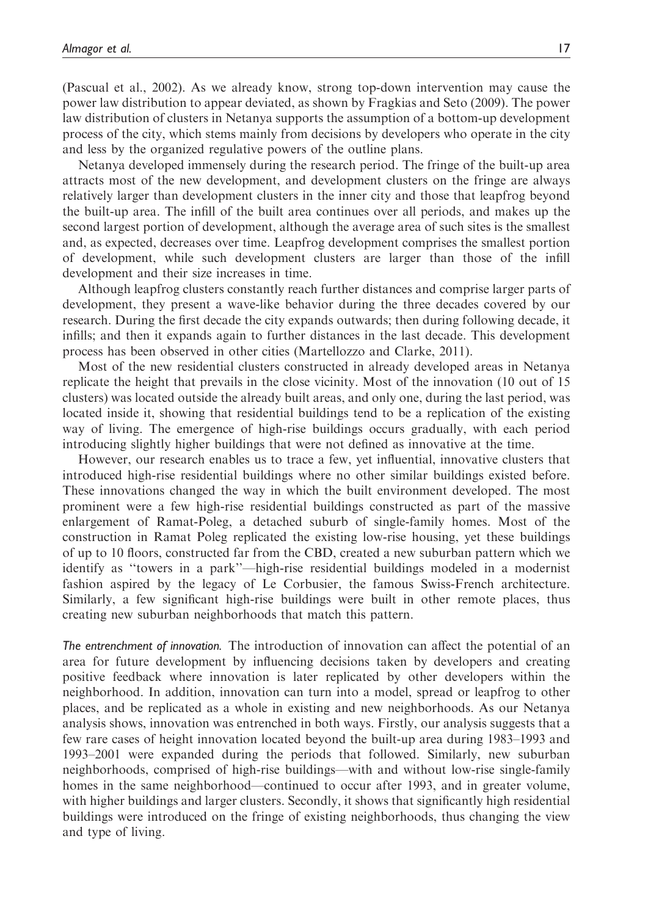(Pascual et al., 2002). As we already know, strong top-down intervention may cause the power law distribution to appear deviated, as shown by Fragkias and Seto (2009). The power law distribution of clusters in Netanya supports the assumption of a bottom-up development process of the city, which stems mainly from decisions by developers who operate in the city and less by the organized regulative powers of the outline plans.

Netanya developed immensely during the research period. The fringe of the built-up area attracts most of the new development, and development clusters on the fringe are always relatively larger than development clusters in the inner city and those that leapfrog beyond the built-up area. The infill of the built area continues over all periods, and makes up the second largest portion of development, although the average area of such sites is the smallest and, as expected, decreases over time. Leapfrog development comprises the smallest portion of development, while such development clusters are larger than those of the infill development and their size increases in time.

Although leapfrog clusters constantly reach further distances and comprise larger parts of development, they present a wave-like behavior during the three decades covered by our research. During the first decade the city expands outwards; then during following decade, it infills; and then it expands again to further distances in the last decade. This development process has been observed in other cities (Martellozzo and Clarke, 2011).

Most of the new residential clusters constructed in already developed areas in Netanya replicate the height that prevails in the close vicinity. Most of the innovation (10 out of 15 clusters) was located outside the already built areas, and only one, during the last period, was located inside it, showing that residential buildings tend to be a replication of the existing way of living. The emergence of high-rise buildings occurs gradually, with each period introducing slightly higher buildings that were not defined as innovative at the time.

However, our research enables us to trace a few, yet influential, innovative clusters that introduced high-rise residential buildings where no other similar buildings existed before. These innovations changed the way in which the built environment developed. The most prominent were a few high-rise residential buildings constructed as part of the massive enlargement of Ramat-Poleg, a detached suburb of single-family homes. Most of the construction in Ramat Poleg replicated the existing low-rise housing, yet these buildings of up to 10 floors, constructed far from the CBD, created a new suburban pattern which we identify as ''towers in a park''—high-rise residential buildings modeled in a modernist fashion aspired by the legacy of Le Corbusier, the famous Swiss-French architecture. Similarly, a few significant high-rise buildings were built in other remote places, thus creating new suburban neighborhoods that match this pattern.

*The entrenchment of innovation.* The introduction of innovation can affect the potential of an area for future development by influencing decisions taken by developers and creating positive feedback where innovation is later replicated by other developers within the neighborhood. In addition, innovation can turn into a model, spread or leapfrog to other places, and be replicated as a whole in existing and new neighborhoods. As our Netanya analysis shows, innovation was entrenched in both ways. Firstly, our analysis suggests that a few rare cases of height innovation located beyond the built-up area during 1983–1993 and 1993–2001 were expanded during the periods that followed. Similarly, new suburban neighborhoods, comprised of high-rise buildings—with and without low-rise single-family homes in the same neighborhood—continued to occur after 1993, and in greater volume, with higher buildings and larger clusters. Secondly, it shows that significantly high residential buildings were introduced on the fringe of existing neighborhoods, thus changing the view and type of living.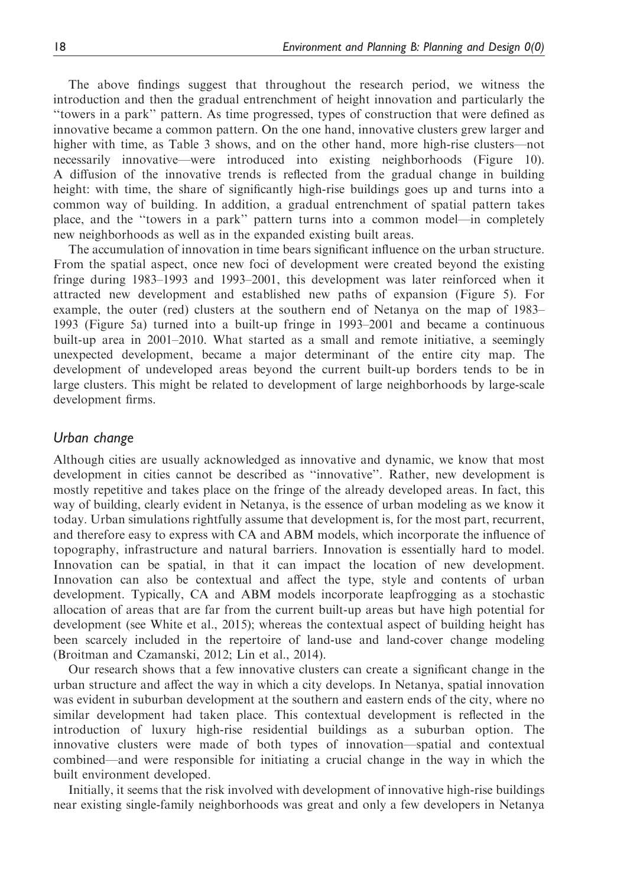The above findings suggest that throughout the research period, we witness the introduction and then the gradual entrenchment of height innovation and particularly the "towers in a park" pattern. As time progressed, types of construction that were defined as innovative became a common pattern. On the one hand, innovative clusters grew larger and higher with time, as Table 3 shows, and on the other hand, more high-rise clusters—not necessarily innovative—were introduced into existing neighborhoods (Figure 10). A diffusion of the innovative trends is reflected from the gradual change in building height: with time, the share of significantly high-rise buildings goes up and turns into a common way of building. In addition, a gradual entrenchment of spatial pattern takes place, and the "towers in a park" pattern turns into a common model—in completely new neighborhoods as well as in the expanded existing built areas.

The accumulation of innovation in time bears significant influence on the urban structure. From the spatial aspect, once new foci of development were created beyond the existing fringe during 1983–1993 and 1993–2001, this development was later reinforced when it attracted new development and established new paths of expansion (Figure 5). For example, the outer (red) clusters at the southern end of Netanya on the map of 1983–1993 (Figure 5a) turned into a built-up fringe in 1993–2001 and became a continuous built-up area in 2001–2010. What started as a small and remote initiative, a seemingly unexpected development, became a major determinant of the entire city map. The development of undeveloped areas beyond the current built-up borders tends to be in large clusters. This might be related to development of large neighborhoods by large-scale development firms.

## *Urban change*

Although cities are usually acknowledged as innovative and dynamic, we know that most development in cities cannot be described as "innovative". Rather, new development is mostly repetitive and takes place on the fringe of the already developed areas. In fact, this way of building, clearly evident in Netanya, is the essence of urban modeling as we know it today. Urban simulations rightfully assume that development is, for the most part, recurrent, and therefore easy to express with CA and ABM models, which incorporate the influence of topography, infrastructure and natural barriers. Innovation is essentially hard to model. Innovation can be spatial, in that it can impact the location of new development. Innovation can also be contextual and affect the type, style and contents of urban development. Typically, CA and ABM models incorporate leapfrogging as a stochastic allocation of areas that are far from the current built-up areas but have high potential for development (see White et al., 2015); whereas the contextual aspect of building height has been scarcely included in the repertoire of land-use and land-cover change modeling (Broitman and Czamanski, 2012; Lin et al., 2014).

Our research shows that a few innovative clusters can create a significant change in the urban structure and affect the way in which a city develops. In Netanya, spatial innovation was evident in suburban development at the southern and eastern ends of the city, where no similar development had taken place. This contextual development is reflected in the introduction of luxury high-rise residential buildings as a suburban option. The innovative clusters were made of both types of innovation—spatial and contextual combined—and were responsible for initiating a crucial change in the way in which the built environment developed.

Initially, it seems that the risk involved with development of innovative high-rise buildings near existing single-family neighborhoods was great and only a few developers in Netanya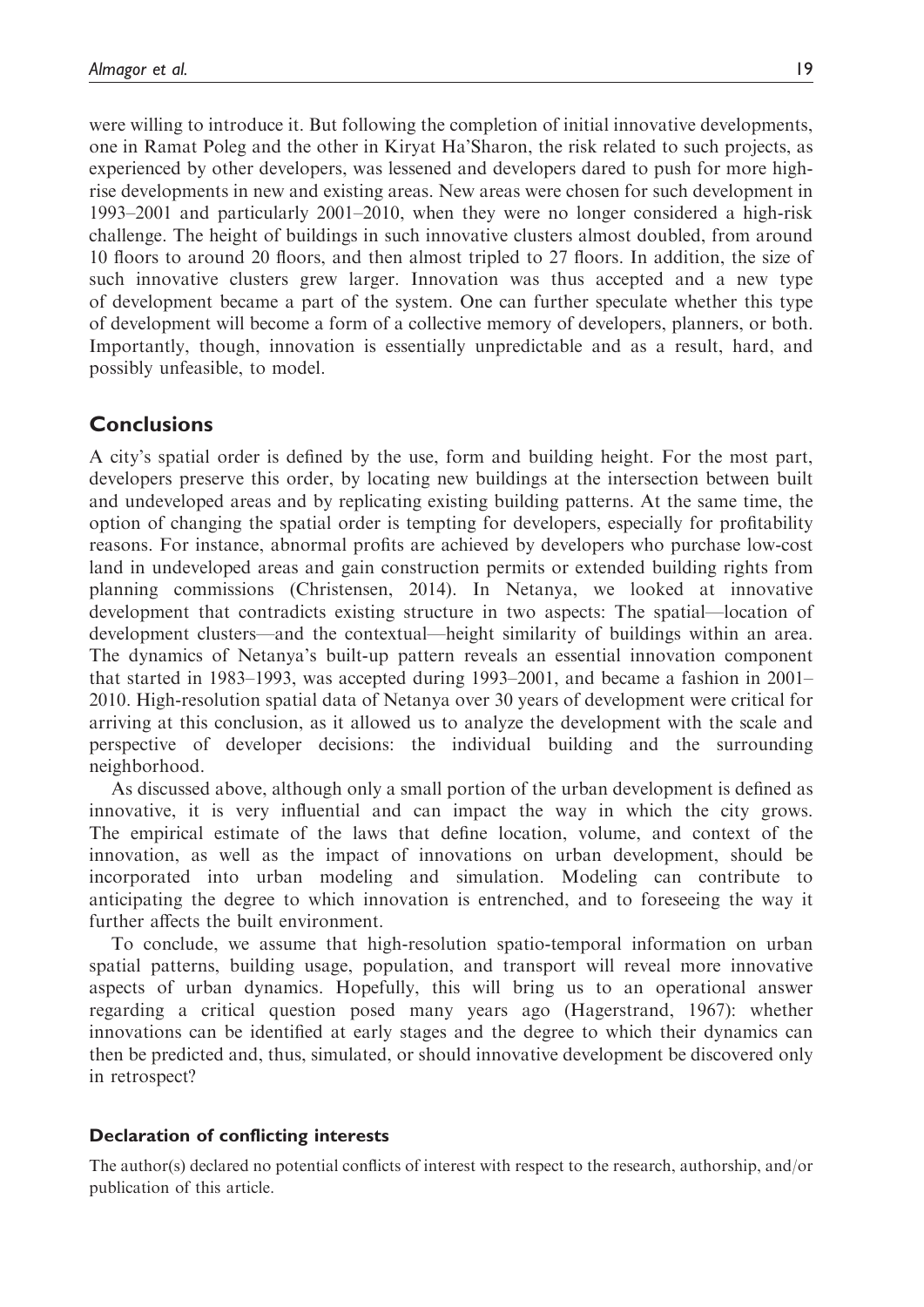were willing to introduce it. But following the completion of initial innovative developments, one in Ramat Poleg and the other in Kiryat Ha'Sharon, the risk related to such projects, as experienced by other developers, was lessened and developers dared to push for more high-rise developments in new and existing areas. New areas were chosen for such development in 1993–2001 and particularly 2001–2010, when they were no longer considered a high-risk challenge. The height of buildings in such innovative clusters almost doubled, from around 10 floors to around 20 floors, and then almost tripled to 27 floors. In addition, the size of such innovative clusters grew larger. Innovation was thus accepted and a new type of development became a part of the system. One can further speculate whether this type of development will become a form of a collective memory of developers, planners, or both. Importantly, though, innovation is essentially unpredictable and as a result, hard, and possibly unfeasible, to model.

## Conclusions

A city's spatial order is defined by the use, form and building height. For the most part, developers preserve this order, by locating new buildings at the intersection between built and undeveloped areas and by replicating existing building patterns. At the same time, the option of changing the spatial order is tempting for developers, especially for profitability reasons. For instance, abnormal profits are achieved by developers who purchase low-cost land in undeveloped areas and gain construction permits or extended building rights from planning commissions (Christensen, 2014). In Netanya, we looked at innovative development that contradicts existing structure in two aspects: The spatial—location of development clusters—and the contextual—height similarity of buildings within an area. The dynamics of Netanya's built-up pattern reveals an essential innovation component that started in 1983–1993, was accepted during 1993–2001, and became a fashion in 2001–2010. High-resolution spatial data of Netanya over 30 years of development were critical for arriving at this conclusion, as it allowed us to analyze the development with the scale and perspective of developer decisions: the individual building and the surrounding neighborhood.

As discussed above, although only a small portion of the urban development is defined as innovative, it is very influential and can impact the way in which the city grows. The empirical estimate of the laws that define location, volume, and context of the innovation, as well as the impact of innovations on urban development, should be incorporated into urban modeling and simulation. Modeling can contribute to anticipating the degree to which innovation is entrenched, and to foreseeing the way it further affects the built environment.

To conclude, we assume that high-resolution spatio-temporal information on urban spatial patterns, building usage, population, and transport will reveal more innovative aspects of urban dynamics. Hopefully, this will bring us to an operational answer regarding a critical question posed many years ago (Hagerstrand, 1967): whether innovations can be identified at early stages and the degree to which their dynamics can then be predicted and, thus, simulated, or should innovative development be discovered only in retrospect?

### Declaration of conflicting interests

The author(s) declared no potential conflicts of interest with respect to the research, authorship, and/or publication of this article.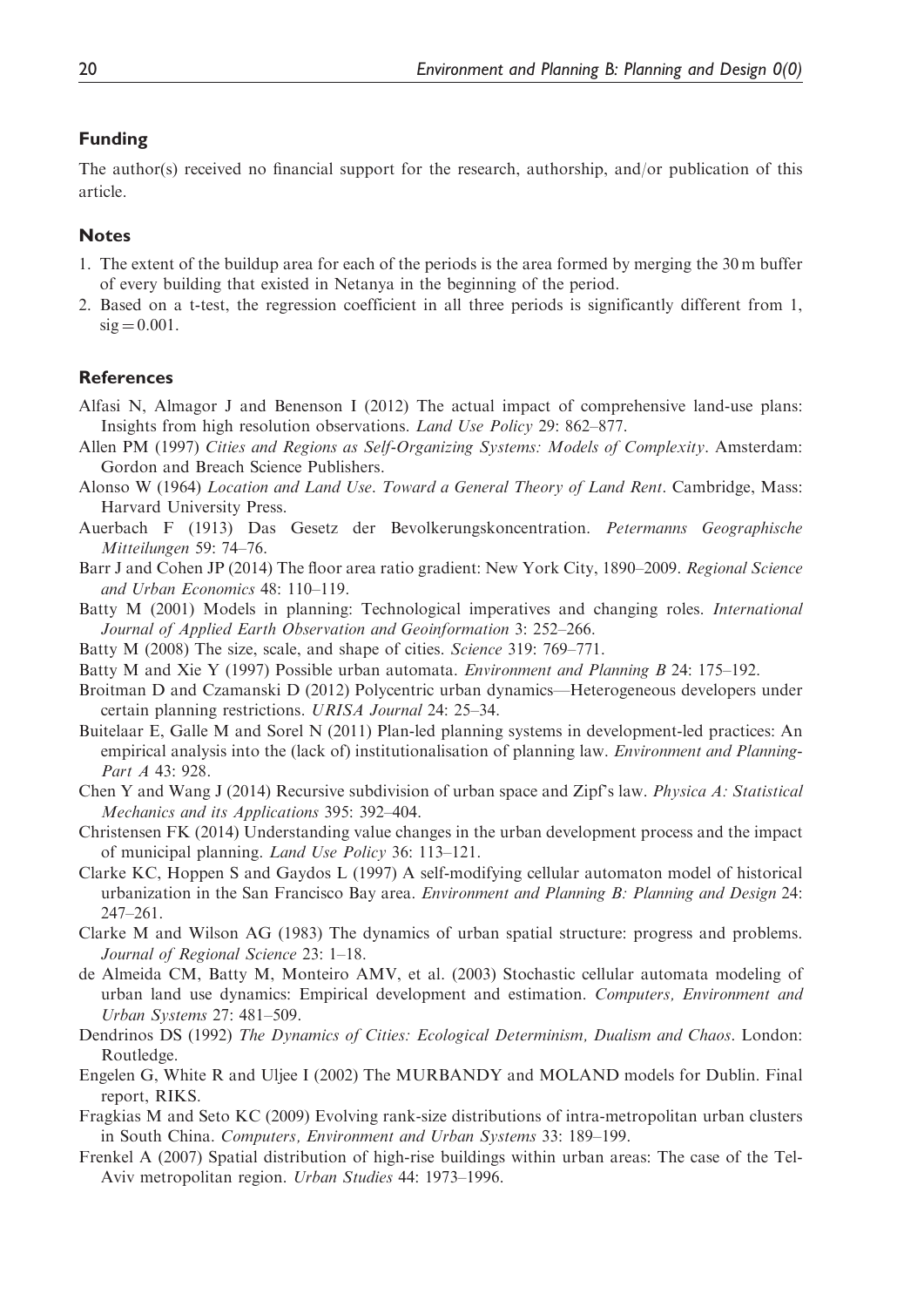## Funding

The author(s) received no financial support for the research, authorship, and/or publication of this article.

## Notes

1. The extent of the buildup area for each of the periods is the area formed by merging the 30 m buffer of every building that existed in Netanya in the beginning of the period.
2. Based on a t-test, the regression coefficient in all three periods is significantly different from 1, sig = 0.001.

## References

Alfasi N, Almagor J and Benenson I (2012) The actual impact of comprehensive land-use plans: Insights from high resolution observations. *Land Use Policy* 29: 862–877.

Allen PM (1997) *Cities and Regions as Self-Organizing Systems: Models of Complexity*. Amsterdam: Gordon and Breach Science Publishers.

Alonso W (1964) *Location and Land Use. Toward a General Theory of Land Rent*. Cambridge, Mass: Harvard University Press.

Auerbach F (1913) Das Gesetz der Bevolkerungskoncentration. *Petermanns Geographische Mitteilungen* 59: 74–76.

Barr J and Cohen JP (2014) The floor area ratio gradient: New York City, 1890–2009. *Regional Science and Urban Economics* 48: 110–119.

Batty M (2001) Models in planning: Technological imperatives and changing roles. *International Journal of Applied Earth Observation and Geoinformation* 3: 252–266.

Batty M (2008) The size, scale, and shape of cities. *Science* 319: 769–771.

Batty M and Xie Y (1997) Possible urban automata. *Environment and Planning B* 24: 175–192.

Broitman D and Czamanski D (2012) Polycentric urban dynamics—Heterogeneous developers under certain planning restrictions. *URISA Journal* 24: 25–34.

Buitelaar E, Galle M and Sorel N (2011) Plan-led planning systems in development-led practices: An empirical analysis into the (lack of) institutionalisation of planning law. *Environment and Planning-Part A* 43: 928.

Chen Y and Wang J (2014) Recursive subdivision of urban space and Zipf's law. *Physica A: Statistical Mechanics and its Applications* 395: 392–404.

Christensen FK (2014) Understanding value changes in the urban development process and the impact of municipal planning. *Land Use Policy* 36: 113–121.

Clarke KC, Hoppen S and Gaydos L (1997) A self-modifying cellular automaton model of historical urbanization in the San Francisco Bay area. *Environment and Planning B: Planning and Design* 24: 247–261.

Clarke M and Wilson AG (1983) The dynamics of urban spatial structure: progress and problems. *Journal of Regional Science* 23: 1–18.

de Almeida CM, Batty M, Monteiro AMV, et al. (2003) Stochastic cellular automata modeling of urban land use dynamics: Empirical development and estimation. *Computers, Environment and Urban Systems* 27: 481–509.

Dendrinos DS (1992) *The Dynamics of Cities: Ecological Determinism, Dualism and Chaos*. London: Routledge.

Engelen G, White R and Uljee I (2002) The MURBANDY and MOLAND models for Dublin. Final report, RIKS.

Fragkias M and Seto KC (2009) Evolving rank-size distributions of intra-metropolitan urban clusters in South China. *Computers, Environment and Urban Systems* 33: 189–199.

Frenkel A (2007) Spatial distribution of high-rise buildings within urban areas: The case of the Tel-Aviv metropolitan region. *Urban Studies* 44: 1973–1996.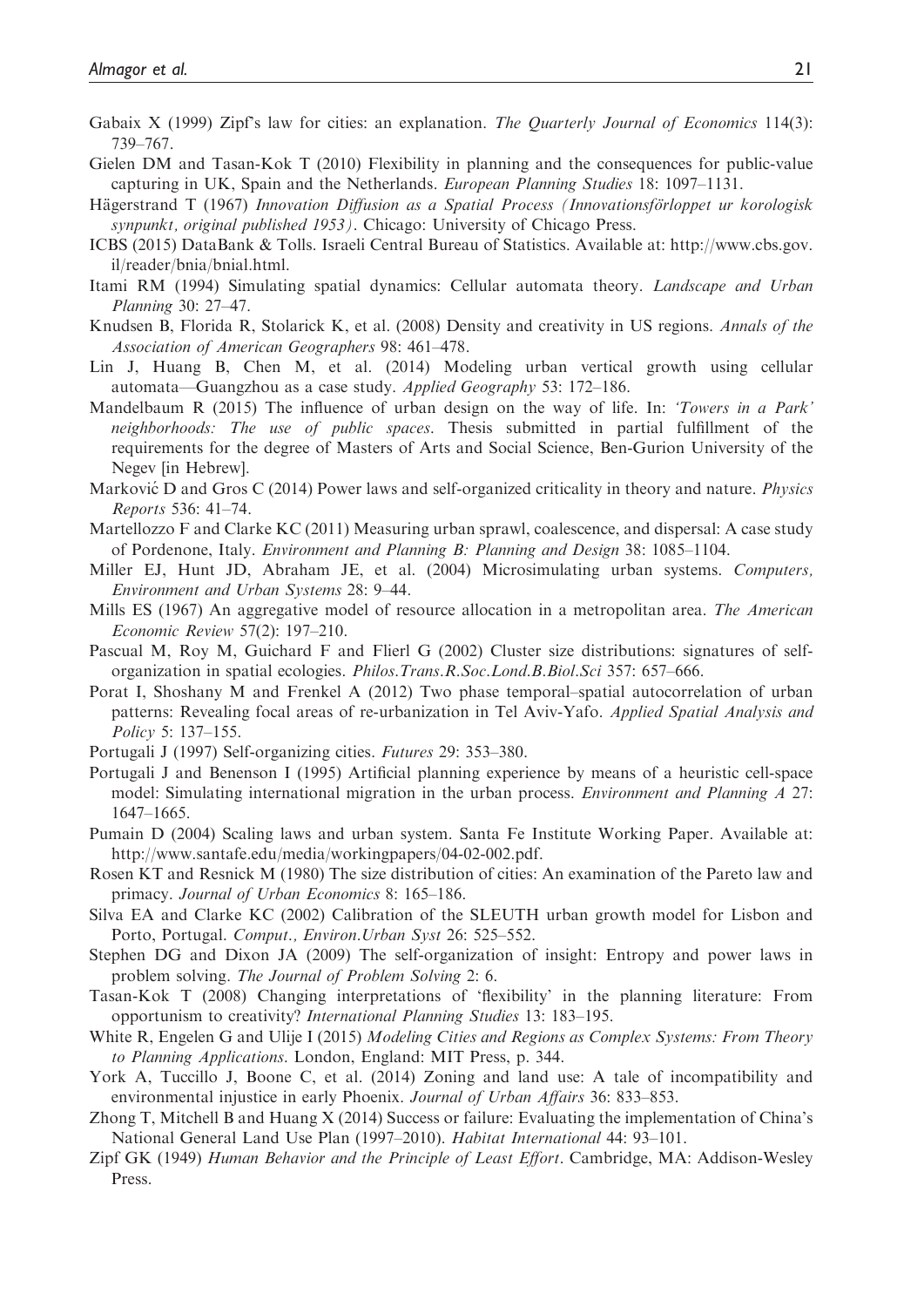Gabaix X (1999) Zipf's law for cities: an explanation. *The Quarterly Journal of Economics* 114(3): 739–767.

Gielen DM and Tasan-Kok T (2010) Flexibility in planning and the consequences for public-value capturing in UK, Spain and the Netherlands. *European Planning Studies* 18: 1097–1131.

Hägerstrand T (1967) *Innovation Diffusion as a Spatial Process (Innovationsförloppet ur korologisk synpunkt, original published 1953)*. Chicago: University of Chicago Press.

ICBS (2015) DataBank & Tolls. Israeli Central Bureau of Statistics. Available at: http://www.cbs.gov.il/reader/bnia/bnial.html.

Itami RM (1994) Simulating spatial dynamics: Cellular automata theory. *Landscape and Urban Planning* 30: 27–47.

Knudsen B, Florida R, Stolarick K, et al. (2008) Density and creativity in US regions. *Annals of the Association of American Geographers* 98: 461–478.

Lin J, Huang B, Chen M, et al. (2014) Modeling urban vertical growth using cellular automata—Guangzhou as a case study. *Applied Geography* 53: 172–186.

Mandelbaum R (2015) The influence of urban design on the way of life. In: *'Towers in a Park' neighborhoods: The use of public spaces*. Thesis submitted in partial fulfillment of the requirements for the degree of Masters of Arts and Social Science, Ben-Gurion University of the Negev [in Hebrew].

Marković D and Gros C (2014) Power laws and self-organized criticality in theory and nature. *Physics Reports* 536: 41–74.

Martellozzo F and Clarke KC (2011) Measuring urban sprawl, coalescence, and dispersal: A case study of Pordenone, Italy. *Environment and Planning B: Planning and Design* 38: 1085–1104.

Miller EJ, Hunt JD, Abraham JE, et al. (2004) Microsimulating urban systems. *Computers, Environment and Urban Systems* 28: 9–44.

Mills ES (1967) An aggregative model of resource allocation in a metropolitan area. *The American Economic Review* 57(2): 197–210.

Pascual M, Roy M, Guichard F and Flierl G (2002) Cluster size distributions: signatures of self-organization in spatial ecologies. *Philos.Trans.R.Soc.Lond.B.Biol.Sci* 357: 657–666.

Porat I, Shoshany M and Frenkel A (2012) Two phase temporal–spatial autocorrelation of urban patterns: Revealing focal areas of re-urbanization in Tel Aviv-Yafo. *Applied Spatial Analysis and Policy* 5: 137–155.

Portugali J (1997) Self-organizing cities. *Futures* 29: 353–380.

Portugali J and Benenson I (1995) Artificial planning experience by means of a heuristic cell-space model: Simulating international migration in the urban process. *Environment and Planning A* 27: 1647–1665.

Pumain D (2004) Scaling laws and urban system. Santa Fe Institute Working Paper. Available at: http://www.santafe.edu/media/workingpapers/04-02-002.pdf.

Rosen KT and Resnick M (1980) The size distribution of cities: An examination of the Pareto law and primacy. *Journal of Urban Economics* 8: 165–186.

Silva EA and Clarke KC (2002) Calibration of the SLEUTH urban growth model for Lisbon and Porto, Portugal. *Comput., Environ.Urban Syst* 26: 525–552.

Stephen DG and Dixon JA (2009) The self-organization of insight: Entropy and power laws in problem solving. *The Journal of Problem Solving* 2: 6.

Tasan-Kok T (2008) Changing interpretations of 'flexibility' in the planning literature: From opportunism to creativity? *International Planning Studies* 13: 183–195.

White R, Engelen G and Ulije I (2015) *Modeling Cities and Regions as Complex Systems: From Theory to Planning Applications*. London, England: MIT Press, p. 344.

York A, Tuccillo J, Boone C, et al. (2014) Zoning and land use: A tale of incompatibility and environmental injustice in early Phoenix. *Journal of Urban Affairs* 36: 833–853.

Zhong T, Mitchell B and Huang X (2014) Success or failure: Evaluating the implementation of China's National General Land Use Plan (1997–2010). *Habitat International* 44: 93–101.

Zipf GK (1949) *Human Behavior and the Principle of Least Effort*. Cambridge, MA: Addison-Wesley Press.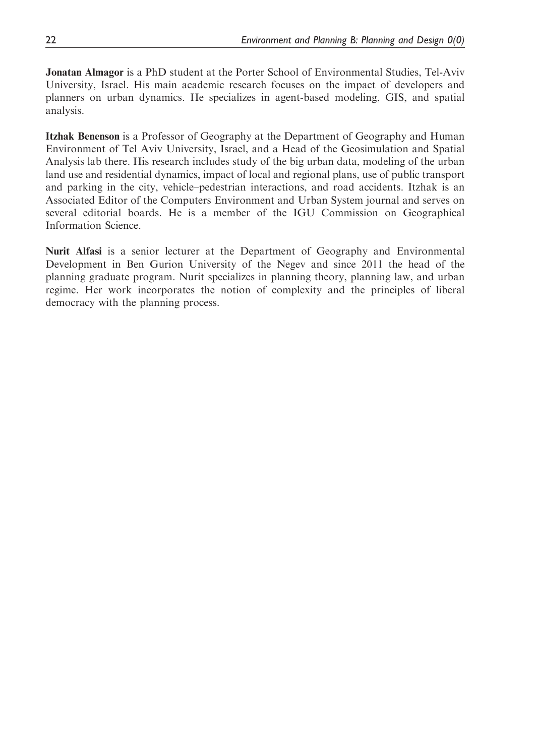**Jonatan Almagor** is a PhD student at the Porter School of Environmental Studies, Tel-Aviv University, Israel. His main academic research focuses on the impact of developers and planners on urban dynamics. He specializes in agent-based modeling, GIS, and spatial analysis.

**Itzhak Benenson** is a Professor of Geography at the Department of Geography and Human Environment of Tel Aviv University, Israel, and a Head of the Geosimulation and Spatial Analysis lab there. His research includes study of the big urban data, modeling of the urban land use and residential dynamics, impact of local and regional plans, use of public transport and parking in the city, vehicle–pedestrian interactions, and road accidents. Itzhak is an Associated Editor of the Computers Environment and Urban System journal and serves on several editorial boards. He is a member of the IGU Commission on Geographical Information Science.

**Nurit Alfasi** is a senior lecturer at the Department of Geography and Environmental Development in Ben Gurion University of the Negev and since 2011 the head of the planning graduate program. Nurit specializes in planning theory, planning law, and urban regime. Her work incorporates the notion of complexity and the principles of liberal democracy with the planning process.